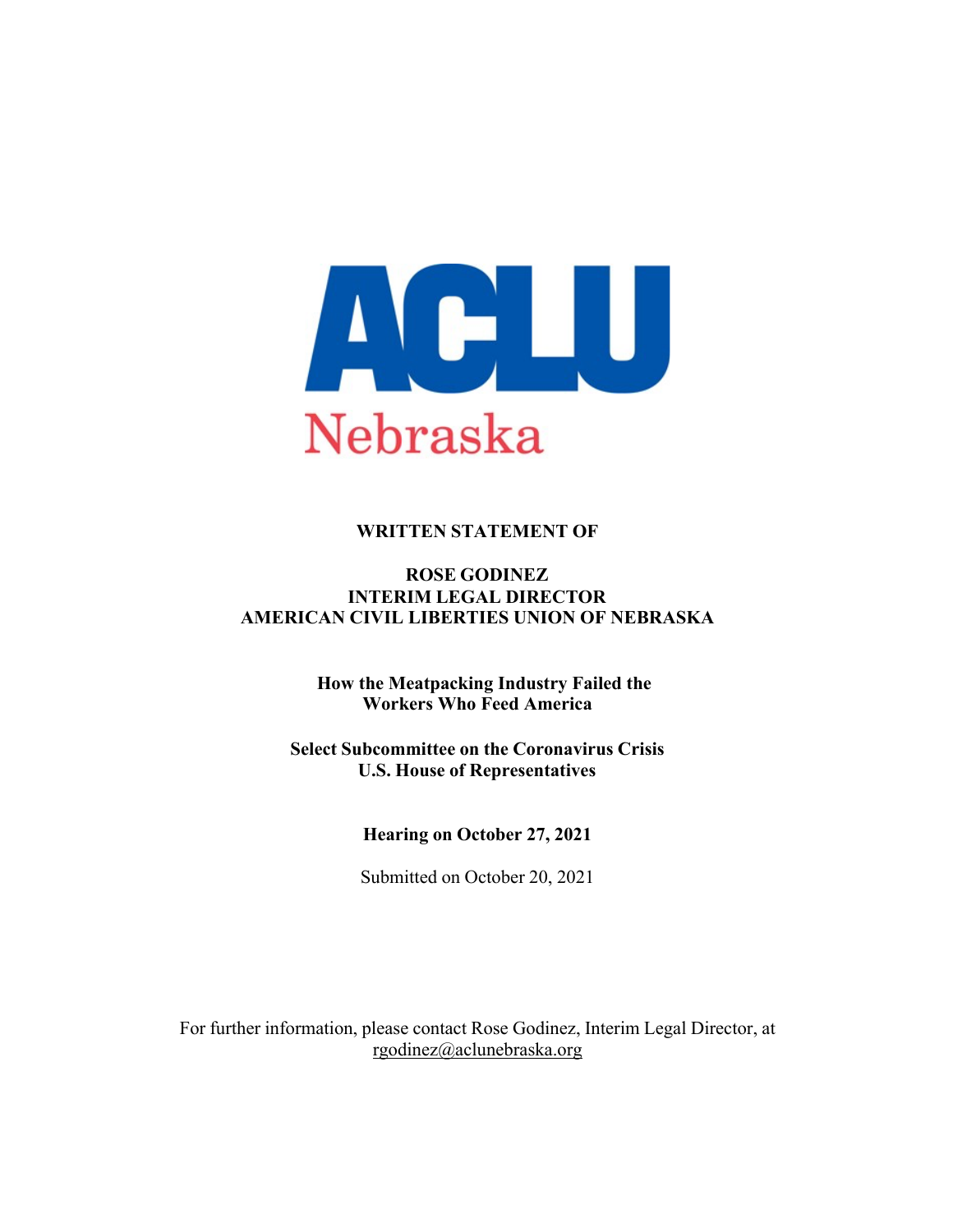ACLU
Nebraska

**WRITTEN STATEMENT OF**

**ROSE GODINEZ**
**INTERIM LEGAL DIRECTOR**
**AMERICAN CIVIL LIBERTIES UNION OF NEBRASKA**

**How the Meatpacking Industry Failed the Workers Who Feed America**

**Select Subcommittee on the Coronavirus Crisis**
**U.S. House of Representatives**

**Hearing on October 27, 2021**

Submitted on October 20, 2021

For further information, please contact Rose Godinez, Interim Legal Director, at rgodinez@aclunebraska.org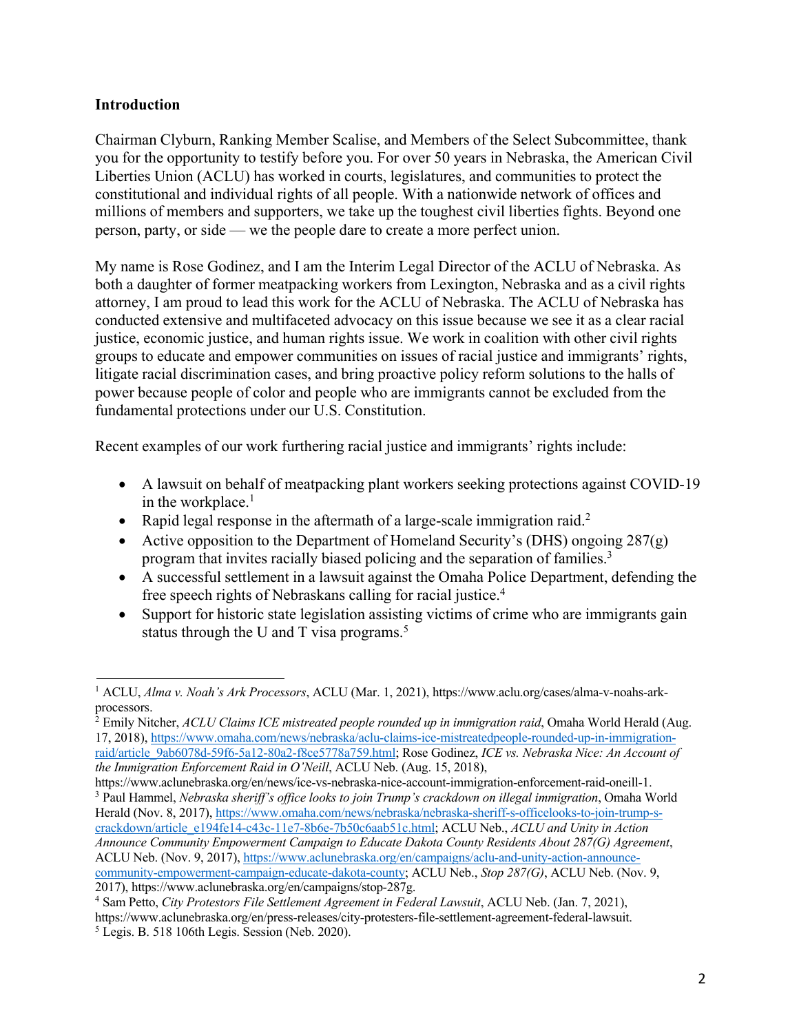**Introduction**

Chairman Clyburn, Ranking Member Scalise, and Members of the Select Subcommittee, thank you for the opportunity to testify before you. For over 50 years in Nebraska, the American Civil Liberties Union (ACLU) has worked in courts, legislatures, and communities to protect the constitutional and individual rights of all people. With a nationwide network of offices and millions of members and supporters, we take up the toughest civil liberties fights. Beyond one person, party, or side — we the people dare to create a more perfect union.

My name is Rose Godinez, and I am the Interim Legal Director of the ACLU of Nebraska. As both a daughter of former meatpacking workers from Lexington, Nebraska and as a civil rights attorney, I am proud to lead this work for the ACLU of Nebraska. The ACLU of Nebraska has conducted extensive and multifaceted advocacy on this issue because we see it as a clear racial justice, economic justice, and human rights issue. We work in coalition with other civil rights groups to educate and empower communities on issues of racial justice and immigrants' rights, litigate racial discrimination cases, and bring proactive policy reform solutions to the halls of power because people of color and people who are immigrants cannot be excluded from the fundamental protections under our U.S. Constitution.

Recent examples of our work furthering racial justice and immigrants' rights include:

- A lawsuit on behalf of meatpacking plant workers seeking protections against COVID-19 in the workplace.[1]
- Rapid legal response in the aftermath of a large-scale immigration raid.[2]
- Active opposition to the Department of Homeland Security's (DHS) ongoing 287(g) program that invites racially biased policing and the separation of families.[3]
- A successful settlement in a lawsuit against the Omaha Police Department, defending the free speech rights of Nebraskans calling for racial justice.[4]
- Support for historic state legislation assisting victims of crime who are immigrants gain status through the U and T visa programs.[5]

---

[1] ACLU, *Alma v. Noah's Ark Processors*, ACLU (Mar. 1, 2021), https://www.aclu.org/cases/alma-v-noahs-ark-processors.

[2] Emily Nitcher, *ACLU Claims ICE mistreated people rounded up in immigration raid*, Omaha World Herald (Aug. 17, 2018), https://www.omaha.com/news/nebraska/aclu-claims-ice-mistreatedpeople-rounded-up-in-immigration-raid/article_9ab6078d-59f6-5a12-80a2-f8ce5778a759.html; Rose Godinez, *ICE vs. Nebraska Nice: An Account of the Immigration Enforcement Raid in O'Neill*, ACLU Neb. (Aug. 15, 2018), https://www.aclunebraska.org/en/news/ice-vs-nebraska-nice-account-immigration-enforcement-raid-oneill-1.

[3] Paul Hammel, *Nebraska sheriff's office looks to join Trump's crackdown on illegal immigration*, Omaha World Herald (Nov. 8, 2017), https://www.omaha.com/news/nebraska/nebraska-sheriff-s-officelooks-to-join-trump-s-crackdown/article_e194fe14-c43c-11e7-8b6e-7b50c6aab51c.html; ACLU Neb., *ACLU and Unity in Action Announce Community Empowerment Campaign to Educate Dakota County Residents About 287(G) Agreement*, ACLU Neb. (Nov. 9, 2017), https://www.aclunebraska.org/en/campaigns/aclu-and-unity-action-announce-community-empowerment-campaign-educate-dakota-county; ACLU Neb., *Stop 287(G)*, ACLU Neb. (Nov. 9, 2017), https://www.aclunebraska.org/en/campaigns/stop-287g.

[4] Sam Petto, *City Protestors File Settlement Agreement in Federal Lawsuit*, ACLU Neb. (Jan. 7, 2021), https://www.aclunebraska.org/en/press-releases/city-protesters-file-settlement-agreement-federal-lawsuit.

[5] Legis. B. 518 106th Legis. Session (Neb. 2020).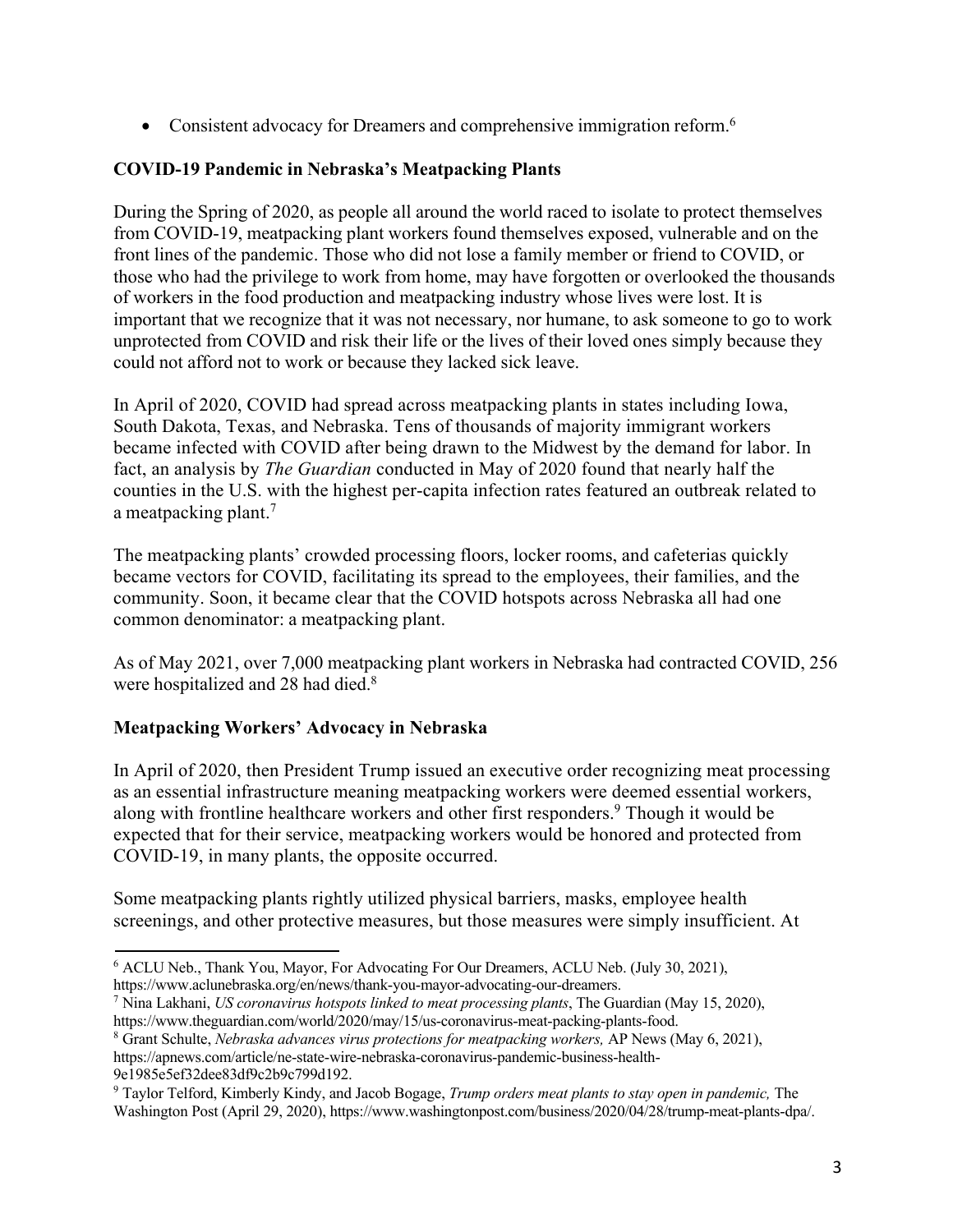- Consistent advocacy for Dreamers and comprehensive immigration reform.[6]

**COVID-19 Pandemic in Nebraska's Meatpacking Plants**

During the Spring of 2020, as people all around the world raced to isolate to protect themselves from COVID-19, meatpacking plant workers found themselves exposed, vulnerable and on the front lines of the pandemic. Those who did not lose a family member or friend to COVID, or those who had the privilege to work from home, may have forgotten or overlooked the thousands of workers in the food production and meatpacking industry whose lives were lost. It is important that we recognize that it was not necessary, nor humane, to ask someone to go to work unprotected from COVID and risk their life or the lives of their loved ones simply because they could not afford not to work or because they lacked sick leave.

In April of 2020, COVID had spread across meatpacking plants in states including Iowa, South Dakota, Texas, and Nebraska. Tens of thousands of majority immigrant workers became infected with COVID after being drawn to the Midwest by the demand for labor. In fact, an analysis by *The Guardian* conducted in May of 2020 found that nearly half the counties in the U.S. with the highest per-capita infection rates featured an outbreak related to a meatpacking plant.[7]

The meatpacking plants' crowded processing floors, locker rooms, and cafeterias quickly became vectors for COVID, facilitating its spread to the employees, their families, and the community. Soon, it became clear that the COVID hotspots across Nebraska all had one common denominator: a meatpacking plant.

As of May 2021, over 7,000 meatpacking plant workers in Nebraska had contracted COVID, 256 were hospitalized and 28 had died.[8]

**Meatpacking Workers' Advocacy in Nebraska**

In April of 2020, then President Trump issued an executive order recognizing meat processing as an essential infrastructure meaning meatpacking workers were deemed essential workers, along with frontline healthcare workers and other first responders.[9] Though it would be expected that for their service, meatpacking workers would be honored and protected from COVID-19, in many plants, the opposite occurred.

Some meatpacking plants rightly utilized physical barriers, masks, employee health screenings, and other protective measures, but those measures were simply insufficient. At

---

[6] ACLU Neb., Thank You, Mayor, For Advocating For Our Dreamers, ACLU Neb. (July 30, 2021), https://www.aclunebraska.org/en/news/thank-you-mayor-advocating-our-dreamers.

[7] Nina Lakhani, *US coronavirus hotspots linked to meat processing plants*, The Guardian (May 15, 2020), https://www.theguardian.com/world/2020/may/15/us-coronavirus-meat-packing-plants-food.

[8] Grant Schulte, *Nebraska advances virus protections for meatpacking workers,* AP News (May 6, 2021), https://apnews.com/article/ne-state-wire-nebraska-coronavirus-pandemic-business-health-9e1985e5ef32dee83df9c2b9c799d192.

[9] Taylor Telford, Kimberly Kindy, and Jacob Bogage, *Trump orders meat plants to stay open in pandemic,* The Washington Post (April 29, 2020), https://www.washingtonpost.com/business/2020/04/28/trump-meat-plants-dpa/.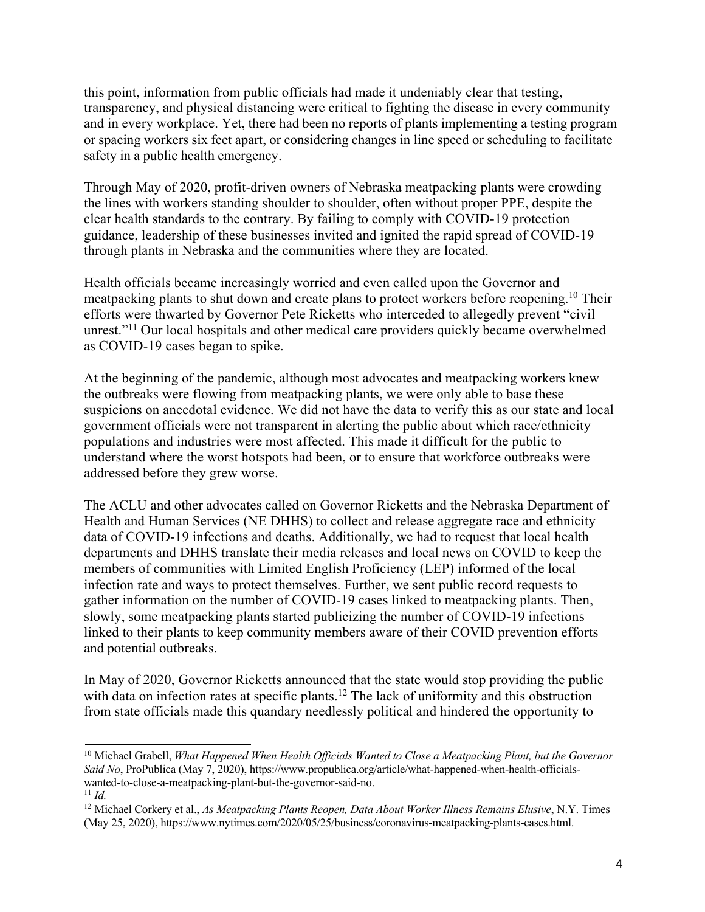this point, information from public officials had made it undeniably clear that testing, transparency, and physical distancing were critical to fighting the disease in every community and in every workplace. Yet, there had been no reports of plants implementing a testing program or spacing workers six feet apart, or considering changes in line speed or scheduling to facilitate safety in a public health emergency.

Through May of 2020, profit-driven owners of Nebraska meatpacking plants were crowding the lines with workers standing shoulder to shoulder, often without proper PPE, despite the clear health standards to the contrary. By failing to comply with COVID-19 protection guidance, leadership of these businesses invited and ignited the rapid spread of COVID-19 through plants in Nebraska and the communities where they are located.

Health officials became increasingly worried and even called upon the Governor and meatpacking plants to shut down and create plans to protect workers before reopening.[10] Their efforts were thwarted by Governor Pete Ricketts who interceded to allegedly prevent "civil unrest."[11] Our local hospitals and other medical care providers quickly became overwhelmed as COVID-19 cases began to spike.

At the beginning of the pandemic, although most advocates and meatpacking workers knew the outbreaks were flowing from meatpacking plants, we were only able to base these suspicions on anecdotal evidence. We did not have the data to verify this as our state and local government officials were not transparent in alerting the public about which race/ethnicity populations and industries were most affected. This made it difficult for the public to understand where the worst hotspots had been, or to ensure that workforce outbreaks were addressed before they grew worse.

The ACLU and other advocates called on Governor Ricketts and the Nebraska Department of Health and Human Services (NE DHHS) to collect and release aggregate race and ethnicity data of COVID-19 infections and deaths. Additionally, we had to request that local health departments and DHHS translate their media releases and local news on COVID to keep the members of communities with Limited English Proficiency (LEP) informed of the local infection rate and ways to protect themselves. Further, we sent public record requests to gather information on the number of COVID-19 cases linked to meatpacking plants. Then, slowly, some meatpacking plants started publicizing the number of COVID-19 infections linked to their plants to keep community members aware of their COVID prevention efforts and potential outbreaks.

In May of 2020, Governor Ricketts announced that the state would stop providing the public with data on infection rates at specific plants.[12] The lack of uniformity and this obstruction from state officials made this quandary needlessly political and hindered the opportunity to

---

[10] Michael Grabell, *What Happened When Health Officials Wanted to Close a Meatpacking Plant, but the Governor Said No*, ProPublica (May 7, 2020), https://www.propublica.org/article/what-happened-when-health-officials-wanted-to-close-a-meatpacking-plant-but-the-governor-said-no.

[11] *Id.*

[12] Michael Corkery et al., *As Meatpacking Plants Reopen, Data About Worker Illness Remains Elusive*, N.Y. Times (May 25, 2020), https://www.nytimes.com/2020/05/25/business/coronavirus-meatpacking-plants-cases.html.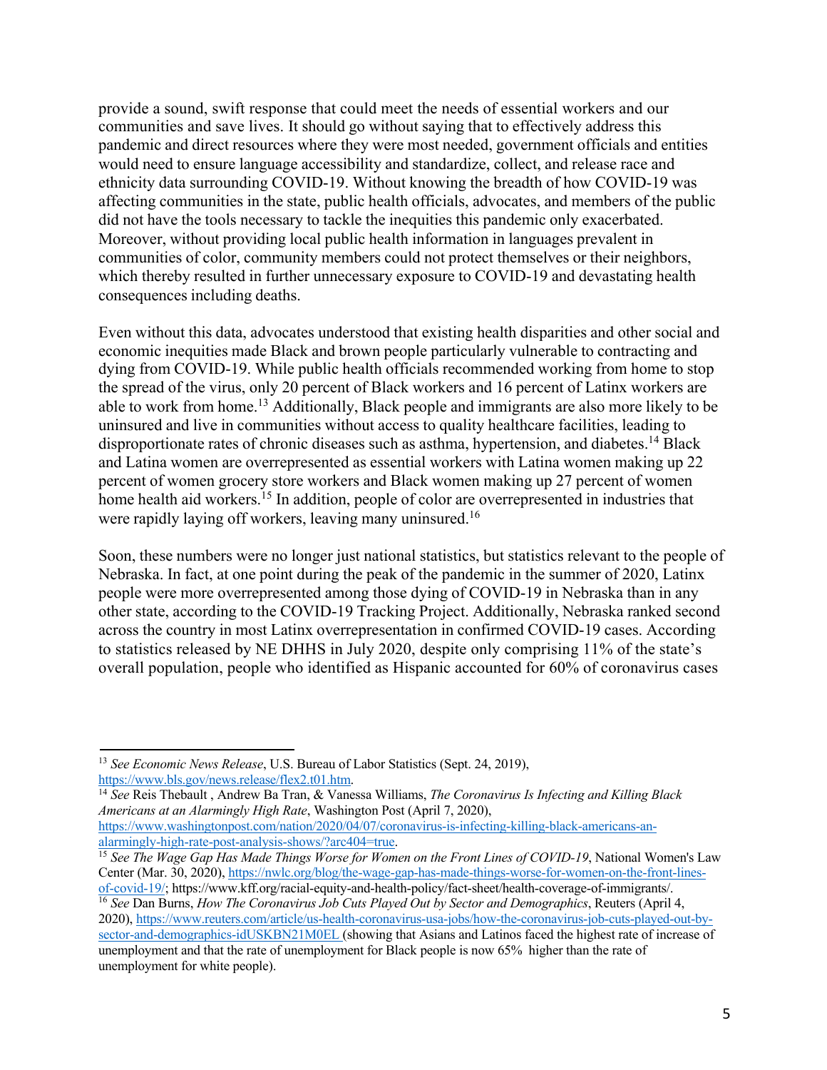provide a sound, swift response that could meet the needs of essential workers and our communities and save lives. It should go without saying that to effectively address this pandemic and direct resources where they were most needed, government officials and entities would need to ensure language accessibility and standardize, collect, and release race and ethnicity data surrounding COVID-19. Without knowing the breadth of how COVID-19 was affecting communities in the state, public health officials, advocates, and members of the public did not have the tools necessary to tackle the inequities this pandemic only exacerbated. Moreover, without providing local public health information in languages prevalent in communities of color, community members could not protect themselves or their neighbors, which thereby resulted in further unnecessary exposure to COVID-19 and devastating health consequences including deaths.

Even without this data, advocates understood that existing health disparities and other social and economic inequities made Black and brown people particularly vulnerable to contracting and dying from COVID-19. While public health officials recommended working from home to stop the spread of the virus, only 20 percent of Black workers and 16 percent of Latinx workers are able to work from home.[13] Additionally, Black people and immigrants are also more likely to be uninsured and live in communities without access to quality healthcare facilities, leading to disproportionate rates of chronic diseases such as asthma, hypertension, and diabetes.[14] Black and Latina women are overrepresented as essential workers with Latina women making up 22 percent of women grocery store workers and Black women making up 27 percent of women home health aid workers.[15] In addition, people of color are overrepresented in industries that were rapidly laying off workers, leaving many uninsured.[16]

Soon, these numbers were no longer just national statistics, but statistics relevant to the people of Nebraska. In fact, at one point during the peak of the pandemic in the summer of 2020, Latinx people were more overrepresented among those dying of COVID-19 in Nebraska than in any other state, according to the COVID-19 Tracking Project. Additionally, Nebraska ranked second across the country in most Latinx overrepresentation in confirmed COVID-19 cases. According to statistics released by NE DHHS in July 2020, despite only comprising 11% of the state's overall population, people who identified as Hispanic accounted for 60% of coronavirus cases

---

[13] *See Economic News Release*, U.S. Bureau of Labor Statistics (Sept. 24, 2019), https://www.bls.gov/news.release/flex2.t01.htm.

[14] *See* Reis Thebault , Andrew Ba Tran, & Vanessa Williams, *The Coronavirus Is Infecting and Killing Black Americans at an Alarmingly High Rate*, Washington Post (April 7, 2020), https://www.washingtonpost.com/nation/2020/04/07/coronavirus-is-infecting-killing-black-americans-an-alarmingly-high-rate-post-analysis-shows/?arc404=true.

[15] *See The Wage Gap Has Made Things Worse for Women on the Front Lines of COVID-19*, National Women's Law Center (Mar. 30, 2020), https://nwlc.org/blog/the-wage-gap-has-made-things-worse-for-women-on-the-front-lines-of-covid-19/; https://www.kff.org/racial-equity-and-health-policy/fact-sheet/health-coverage-of-immigrants/.

[16] *See* Dan Burns, *How The Coronavirus Job Cuts Played Out by Sector and Demographics*, Reuters (April 4, 2020), https://www.reuters.com/article/us-health-coronavirus-usa-jobs/how-the-coronavirus-job-cuts-played-out-by-sector-and-demographics-idUSKBN21M0EL (showing that Asians and Latinos faced the highest rate of increase of unemployment and that the rate of unemployment for Black people is now 65% higher than the rate of unemployment for white people).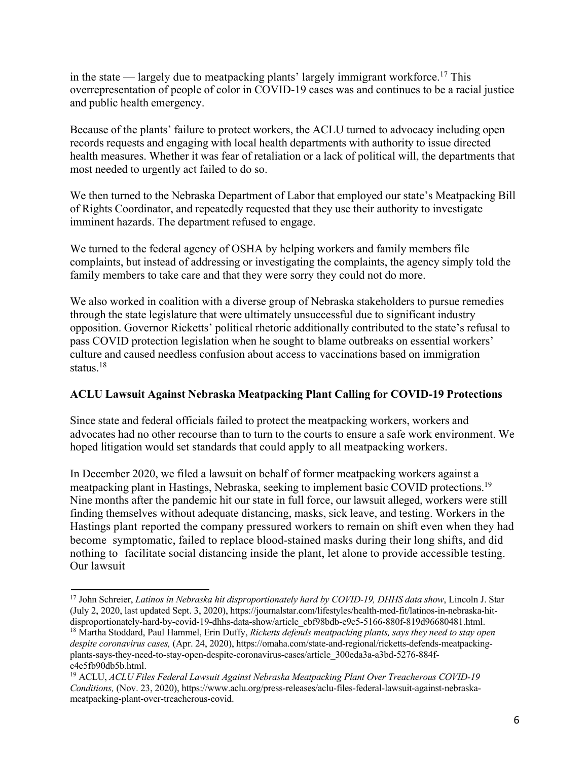in the state — largely due to meatpacking plants' largely immigrant workforce.[17] This overrepresentation of people of color in COVID-19 cases was and continues to be a racial justice and public health emergency.

Because of the plants' failure to protect workers, the ACLU turned to advocacy including open records requests and engaging with local health departments with authority to issue directed health measures. Whether it was fear of retaliation or a lack of political will, the departments that most needed to urgently act failed to do so.

We then turned to the Nebraska Department of Labor that employed our state's Meatpacking Bill of Rights Coordinator, and repeatedly requested that they use their authority to investigate imminent hazards. The department refused to engage.

We turned to the federal agency of OSHA by helping workers and family members file complaints, but instead of addressing or investigating the complaints, the agency simply told the family members to take care and that they were sorry they could not do more.

We also worked in coalition with a diverse group of Nebraska stakeholders to pursue remedies through the state legislature that were ultimately unsuccessful due to significant industry opposition. Governor Ricketts' political rhetoric additionally contributed to the state's refusal to pass COVID protection legislation when he sought to blame outbreaks on essential workers' culture and caused needless confusion about access to vaccinations based on immigration status.[18]

**ACLU Lawsuit Against Nebraska Meatpacking Plant Calling for COVID-19 Protections**

Since state and federal officials failed to protect the meatpacking workers, workers and advocates had no other recourse than to turn to the courts to ensure a safe work environment. We hoped litigation would set standards that could apply to all meatpacking workers.

In December 2020, we filed a lawsuit on behalf of former meatpacking workers against a meatpacking plant in Hastings, Nebraska, seeking to implement basic COVID protections.[19] Nine months after the pandemic hit our state in full force, our lawsuit alleged, workers were still finding themselves without adequate distancing, masks, sick leave, and testing. Workers in the Hastings plant reported the company pressured workers to remain on shift even when they had become symptomatic, failed to replace blood-stained masks during their long shifts, and did nothing to facilitate social distancing inside the plant, let alone to provide accessible testing. Our lawsuit

---

[17] John Schreier, *Latinos in Nebraska hit disproportionately hard by COVID-19, DHHS data show*, Lincoln J. Star (July 2, 2020, last updated Sept. 3, 2020), https://journalstar.com/lifestyles/health-med-fit/latinos-in-nebraska-hit-disproportionately-hard-by-covid-19-dhhs-data-show/article_cbf98bdb-e9c5-5166-880f-819d96680481.html.

[18] Martha Stoddard, Paul Hammel, Erin Duffy, *Ricketts defends meatpacking plants, says they need to stay open despite coronavirus cases,* (Apr. 24, 2020), https://omaha.com/state-and-regional/ricketts-defends-meatpacking-plants-says-they-need-to-stay-open-despite-coronavirus-cases/article_300eda3a-a3bd-5276-884f-c4e5fb90db5b.html.

[19] ACLU, *ACLU Files Federal Lawsuit Against Nebraska Meatpacking Plant Over Treacherous COVID-19 Conditions,* (Nov. 23, 2020), https://www.aclu.org/press-releases/aclu-files-federal-lawsuit-against-nebraska-meatpacking-plant-over-treacherous-covid.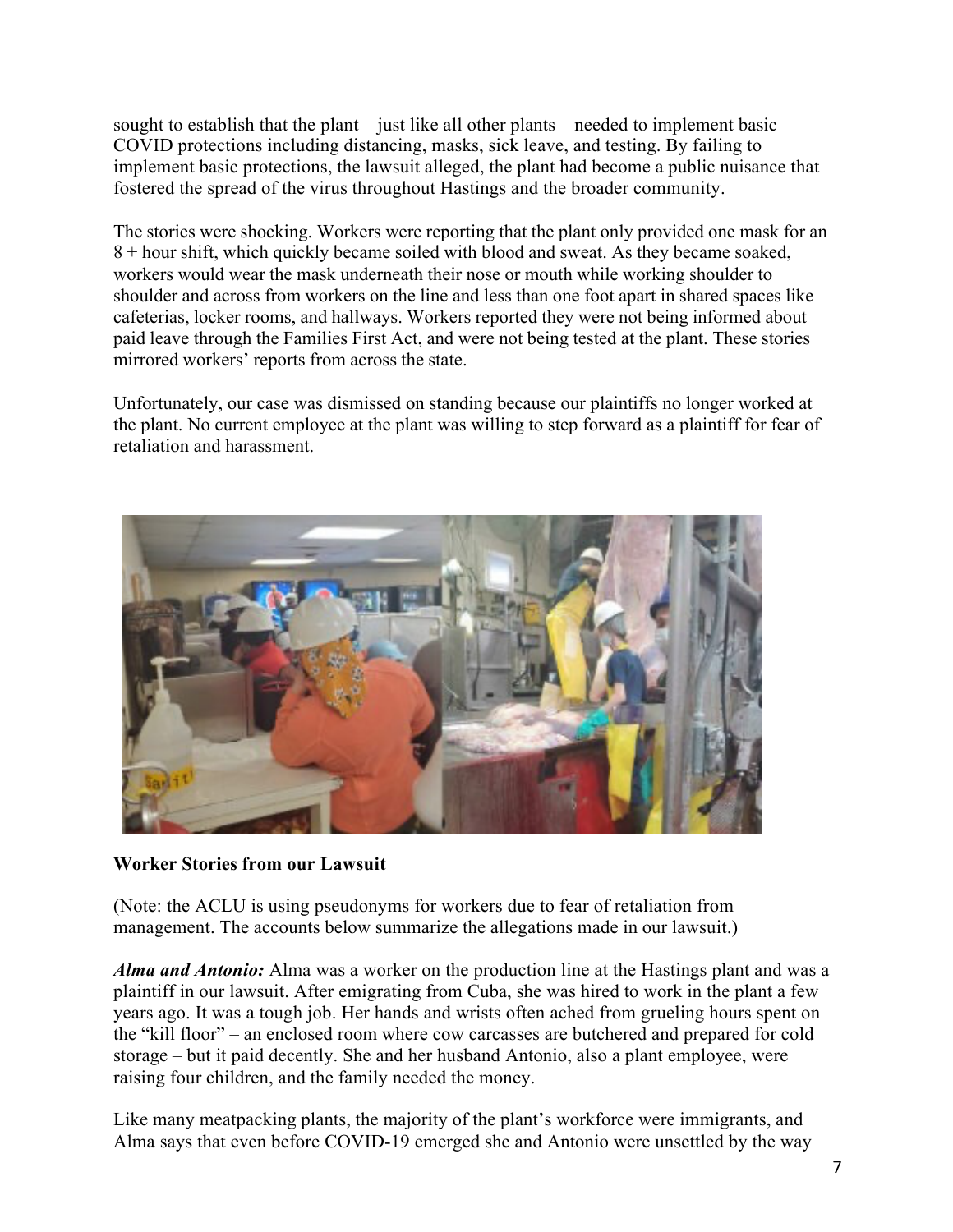sought to establish that the plant – just like all other plants – needed to implement basic COVID protections including distancing, masks, sick leave, and testing. By failing to implement basic protections, the lawsuit alleged, the plant had become a public nuisance that fostered the spread of the virus throughout Hastings and the broader community.

The stories were shocking. Workers were reporting that the plant only provided one mask for an 8 + hour shift, which quickly became soiled with blood and sweat. As they became soaked, workers would wear the mask underneath their nose or mouth while working shoulder to shoulder and across from workers on the line and less than one foot apart in shared spaces like cafeterias, locker rooms, and hallways. Workers reported they were not being informed about paid leave through the Families First Act, and were not being tested at the plant. These stories mirrored workers' reports from across the state.

Unfortunately, our case was dismissed on standing because our plaintiffs no longer worked at the plant. No current employee at the plant was willing to step forward as a plaintiff for fear of retaliation and harassment.

**Worker Stories from our Lawsuit**

(Note: the ACLU is using pseudonyms for workers due to fear of retaliation from management. The accounts below summarize the allegations made in our lawsuit.)

***Alma and Antonio:*** Alma was a worker on the production line at the Hastings plant and was a plaintiff in our lawsuit. After emigrating from Cuba, she was hired to work in the plant a few years ago. It was a tough job. Her hands and wrists often ached from grueling hours spent on the "kill floor" – an enclosed room where cow carcasses are butchered and prepared for cold storage – but it paid decently. She and her husband Antonio, also a plant employee, were raising four children, and the family needed the money.

Like many meatpacking plants, the majority of the plant's workforce were immigrants, and Alma says that even before COVID-19 emerged she and Antonio were unsettled by the way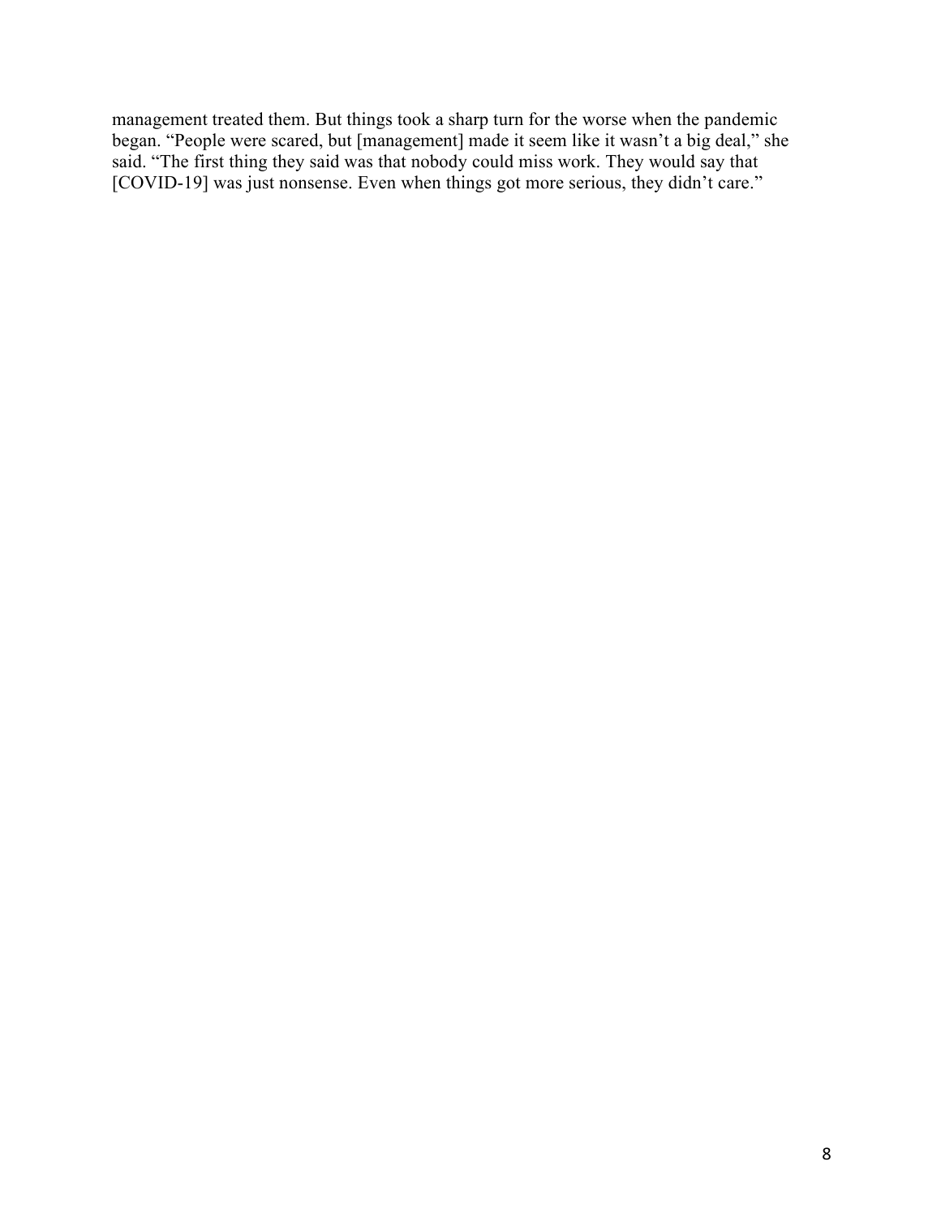management treated them. But things took a sharp turn for the worse when the pandemic began. “People were scared, but [management] made it seem like it wasn’t a big deal,” she said. “The first thing they said was that nobody could miss work. They would say that [COVID-19] was just nonsense. Even when things got more serious, they didn’t care.”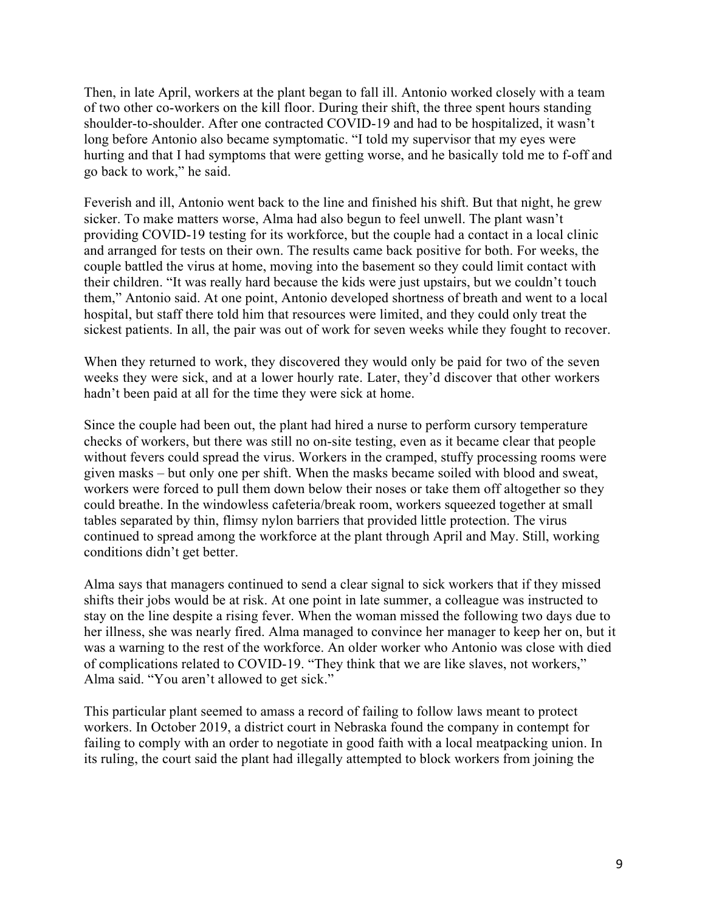Then, in late April, workers at the plant began to fall ill. Antonio worked closely with a team of two other co-workers on the kill floor. During their shift, the three spent hours standing shoulder-to-shoulder. After one contracted COVID-19 and had to be hospitalized, it wasn't long before Antonio also became symptomatic. "I told my supervisor that my eyes were hurting and that I had symptoms that were getting worse, and he basically told me to f-off and go back to work," he said.

Feverish and ill, Antonio went back to the line and finished his shift. But that night, he grew sicker. To make matters worse, Alma had also begun to feel unwell. The plant wasn't providing COVID-19 testing for its workforce, but the couple had a contact in a local clinic and arranged for tests on their own. The results came back positive for both. For weeks, the couple battled the virus at home, moving into the basement so they could limit contact with their children. "It was really hard because the kids were just upstairs, but we couldn't touch them," Antonio said. At one point, Antonio developed shortness of breath and went to a local hospital, but staff there told him that resources were limited, and they could only treat the sickest patients. In all, the pair was out of work for seven weeks while they fought to recover.

When they returned to work, they discovered they would only be paid for two of the seven weeks they were sick, and at a lower hourly rate. Later, they'd discover that other workers hadn't been paid at all for the time they were sick at home.

Since the couple had been out, the plant had hired a nurse to perform cursory temperature checks of workers, but there was still no on-site testing, even as it became clear that people without fevers could spread the virus. Workers in the cramped, stuffy processing rooms were given masks – but only one per shift. When the masks became soiled with blood and sweat, workers were forced to pull them down below their noses or take them off altogether so they could breathe. In the windowless cafeteria/break room, workers squeezed together at small tables separated by thin, flimsy nylon barriers that provided little protection. The virus continued to spread among the workforce at the plant through April and May. Still, working conditions didn't get better.

Alma says that managers continued to send a clear signal to sick workers that if they missed shifts their jobs would be at risk. At one point in late summer, a colleague was instructed to stay on the line despite a rising fever. When the woman missed the following two days due to her illness, she was nearly fired. Alma managed to convince her manager to keep her on, but it was a warning to the rest of the workforce. An older worker who Antonio was close with died of complications related to COVID-19. "They think that we are like slaves, not workers," Alma said. "You aren't allowed to get sick."

This particular plant seemed to amass a record of failing to follow laws meant to protect workers. In October 2019, a district court in Nebraska found the company in contempt for failing to comply with an order to negotiate in good faith with a local meatpacking union. In its ruling, the court said the plant had illegally attempted to block workers from joining the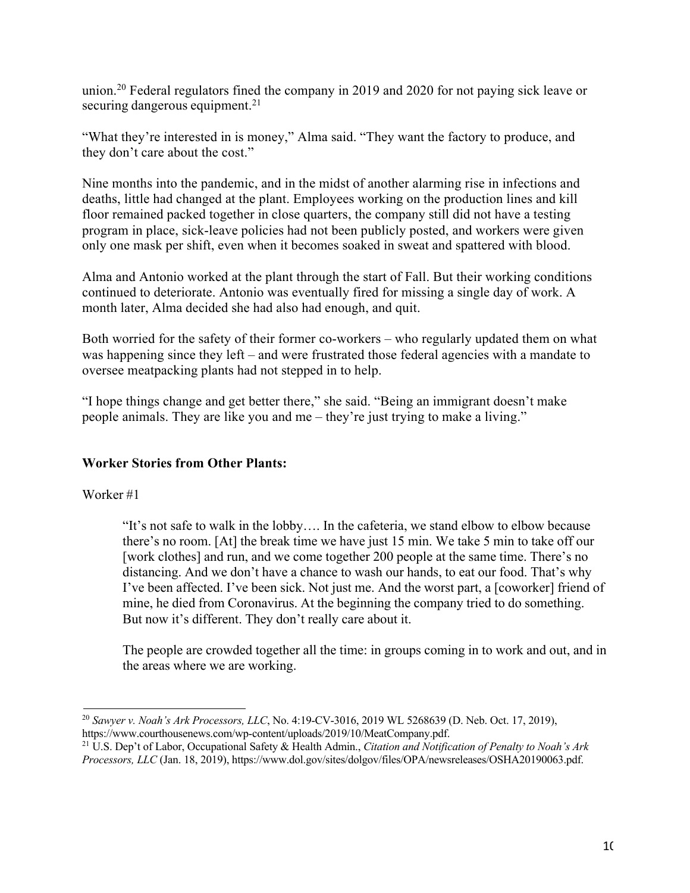union.[20] Federal regulators fined the company in 2019 and 2020 for not paying sick leave or securing dangerous equipment.[21]

"What they're interested in is money," Alma said. "They want the factory to produce, and they don't care about the cost."

Nine months into the pandemic, and in the midst of another alarming rise in infections and deaths, little had changed at the plant. Employees working on the production lines and kill floor remained packed together in close quarters, the company still did not have a testing program in place, sick-leave policies had not been publicly posted, and workers were given only one mask per shift, even when it becomes soaked in sweat and spattered with blood.

Alma and Antonio worked at the plant through the start of Fall. But their working conditions continued to deteriorate. Antonio was eventually fired for missing a single day of work. A month later, Alma decided she had also had enough, and quit.

Both worried for the safety of their former co-workers – who regularly updated them on what was happening since they left – and were frustrated those federal agencies with a mandate to oversee meatpacking plants had not stepped in to help.

"I hope things change and get better there," she said. "Being an immigrant doesn't make people animals. They are like you and me – they're just trying to make a living."

**Worker Stories from Other Plants:**

Worker #1

> "It's not safe to walk in the lobby…. In the cafeteria, we stand elbow to elbow because there's no room. [At] the break time we have just 15 min. We take 5 min to take off our [work clothes] and run, and we come together 200 people at the same time. There's no distancing. And we don't have a chance to wash our hands, to eat our food. That's why I've been affected. I've been sick. Not just me. And the worst part, a [coworker] friend of mine, he died from Coronavirus. At the beginning the company tried to do something. But now it's different. They don't really care about it.
>
> The people are crowded together all the time: in groups coming in to work and out, and in the areas where we are working.

---

[20] *Sawyer v. Noah's Ark Processors, LLC*, No. 4:19-CV-3016, 2019 WL 5268639 (D. Neb. Oct. 17, 2019), https://www.courthousenews.com/wp-content/uploads/2019/10/MeatCompany.pdf.

[21] U.S. Dep't of Labor, Occupational Safety & Health Admin., *Citation and Notification of Penalty to Noah's Ark Processors, LLC* (Jan. 18, 2019), https://www.dol.gov/sites/dolgov/files/OPA/newsreleases/OSHA20190063.pdf.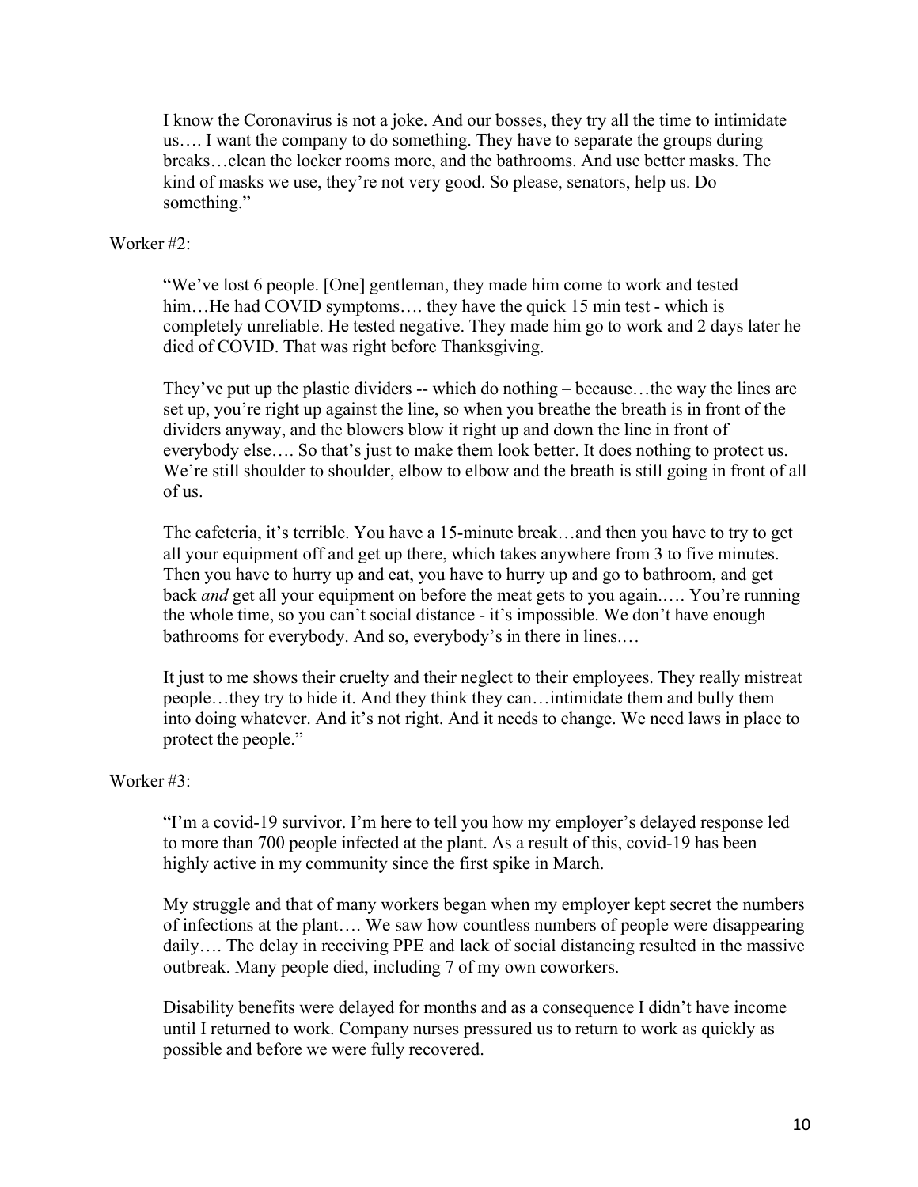> I know the Coronavirus is not a joke. And our bosses, they try all the time to intimidate us…. I want the company to do something. They have to separate the groups during breaks…clean the locker rooms more, and the bathrooms. And use better masks. The kind of masks we use, they're not very good. So please, senators, help us. Do something."

Worker #2:

> "We've lost 6 people. [One] gentleman, they made him come to work and tested him…He had COVID symptoms…. they have the quick 15 min test - which is completely unreliable. He tested negative. They made him go to work and 2 days later he died of COVID. That was right before Thanksgiving.
>
> They've put up the plastic dividers -- which do nothing – because…the way the lines are set up, you're right up against the line, so when you breathe the breath is in front of the dividers anyway, and the blowers blow it right up and down the line in front of everybody else…. So that's just to make them look better. It does nothing to protect us. We're still shoulder to shoulder, elbow to elbow and the breath is still going in front of all of us.
>
> The cafeteria, it's terrible. You have a 15-minute break…and then you have to try to get all your equipment off and get up there, which takes anywhere from 3 to five minutes. Then you have to hurry up and eat, you have to hurry up and go to bathroom, and get back *and* get all your equipment on before the meat gets to you again.…. You're running the whole time, so you can't social distance - it's impossible. We don't have enough bathrooms for everybody. And so, everybody's in there in lines.…
>
> It just to me shows their cruelty and their neglect to their employees. They really mistreat people…they try to hide it. And they think they can…intimidate them and bully them into doing whatever. And it's not right. And it needs to change. We need laws in place to protect the people."

Worker #3:

> "I'm a covid-19 survivor. I'm here to tell you how my employer's delayed response led to more than 700 people infected at the plant. As a result of this, covid-19 has been highly active in my community since the first spike in March.
>
> My struggle and that of many workers began when my employer kept secret the numbers of infections at the plant…. We saw how countless numbers of people were disappearing daily…. The delay in receiving PPE and lack of social distancing resulted in the massive outbreak. Many people died, including 7 of my own coworkers.
>
> Disability benefits were delayed for months and as a consequence I didn't have income until I returned to work. Company nurses pressured us to return to work as quickly as possible and before we were fully recovered.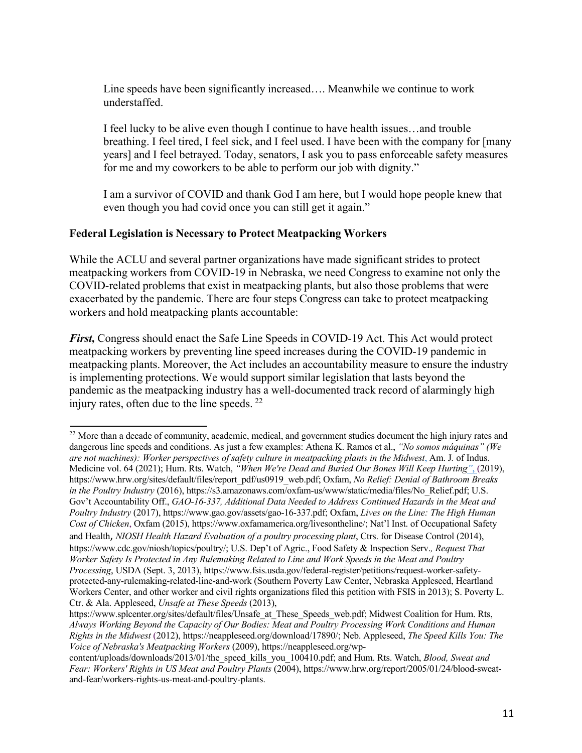> Line speeds have been significantly increased…. Meanwhile we continue to work understaffed.
>
> I feel lucky to be alive even though I continue to have health issues…and trouble breathing. I feel tired, I feel sick, and I feel used. I have been with the company for [many years] and I feel betrayed. Today, senators, I ask you to pass enforceable safety measures for me and my coworkers to be able to perform our job with dignity."
>
> I am a survivor of COVID and thank God I am here, but I would hope people knew that even though you had covid once you can still get it again."

**Federal Legislation is Necessary to Protect Meatpacking Workers**

While the ACLU and several partner organizations have made significant strides to protect meatpacking workers from COVID-19 in Nebraska, we need Congress to examine not only the COVID-related problems that exist in meatpacking plants, but also those problems that were exacerbated by the pandemic. There are four steps Congress can take to protect meatpacking workers and hold meatpacking plants accountable:

***First,*** Congress should enact the Safe Line Speeds in COVID-19 Act. This Act would protect meatpacking workers by preventing line speed increases during the COVID-19 pandemic in meatpacking plants. Moreover, the Act includes an accountability measure to ensure the industry is implementing protections. We would support similar legislation that lasts beyond the pandemic as the meatpacking industry has a well-documented track record of alarmingly high injury rates, often due to the line speeds. [22]

---

[22] More than a decade of community, academic, medical, and government studies document the high injury rates and dangerous line speeds and conditions. As just a few examples: Athena K. Ramos et al., *"No somos máquinas" (We are not machines): Worker perspectives of safety culture in meatpacking plants in the Midwest*, Am. J. of Indus. Medicine vol. 64 (2021); Hum. Rts. Watch, *"When We're Dead and Buried Our Bones Will Keep Hurting"*, (2019), https://www.hrw.org/sites/default/files/report_pdf/us0919_web.pdf; Oxfam, *No Relief: Denial of Bathroom Breaks in the Poultry Industry* (2016), https://s3.amazonaws.com/oxfam-us/www/static/media/files/No_Relief.pdf; U.S. Gov't Accountability Off., *GAO-16-337, Additional Data Needed to Address Continued Hazards in the Meat and Poultry Industry* (2017), https://www.gao.gov/assets/gao-16-337.pdf; Oxfam, *Lives on the Line: The High Human Cost of Chicken*, Oxfam (2015), https://www.oxfamamerica.org/livesontheline/; Nat'l Inst. of Occupational Safety and Health, *NIOSH Health Hazard Evaluation of a poultry processing plant*, Ctrs. for Disease Control (2014), https://www.cdc.gov/niosh/topics/poultry/; U.S. Dep't of Agric., Food Safety & Inspection Serv., *Request That Worker Safety Is Protected in Any Rulemaking Related to Line and Work Speeds in the Meat and Poultry Processing*, USDA (Sept. 3, 2013), https://www.fsis.usda.gov/federal-register/petitions/request-worker-safety-protected-any-rulemaking-related-line-and-work (Southern Poverty Law Center, Nebraska Appleseed, Heartland Workers Center, and other worker and civil rights organizations filed this petition with FSIS in 2013); S. Poverty L. Ctr. & Ala. Appleseed, *Unsafe at These Speeds* (2013), https://www.splcenter.org/sites/default/files/Unsafe_at_These_Speeds_web.pdf; Midwest Coalition for Hum. Rts, *Always Working Beyond the Capacity of Our Bodies: Meat and Poultry Processing Work Conditions and Human Rights in the Midwest* (2012), https://neappleseed.org/download/17890/; Neb. Appleseed, *The Speed Kills You: The Voice of Nebraska's Meatpacking Workers* (2009), https://neappleseed.org/wp-content/uploads/downloads/2013/01/the_speed_kills_you_100410.pdf; and Hum. Rts. Watch, *Blood, Sweat and Fear: Workers' Rights in US Meat and Poultry Plants* (2004), https://www.hrw.org/report/2005/01/24/blood-sweat-and-fear/workers-rights-us-meat-and-poultry-plants.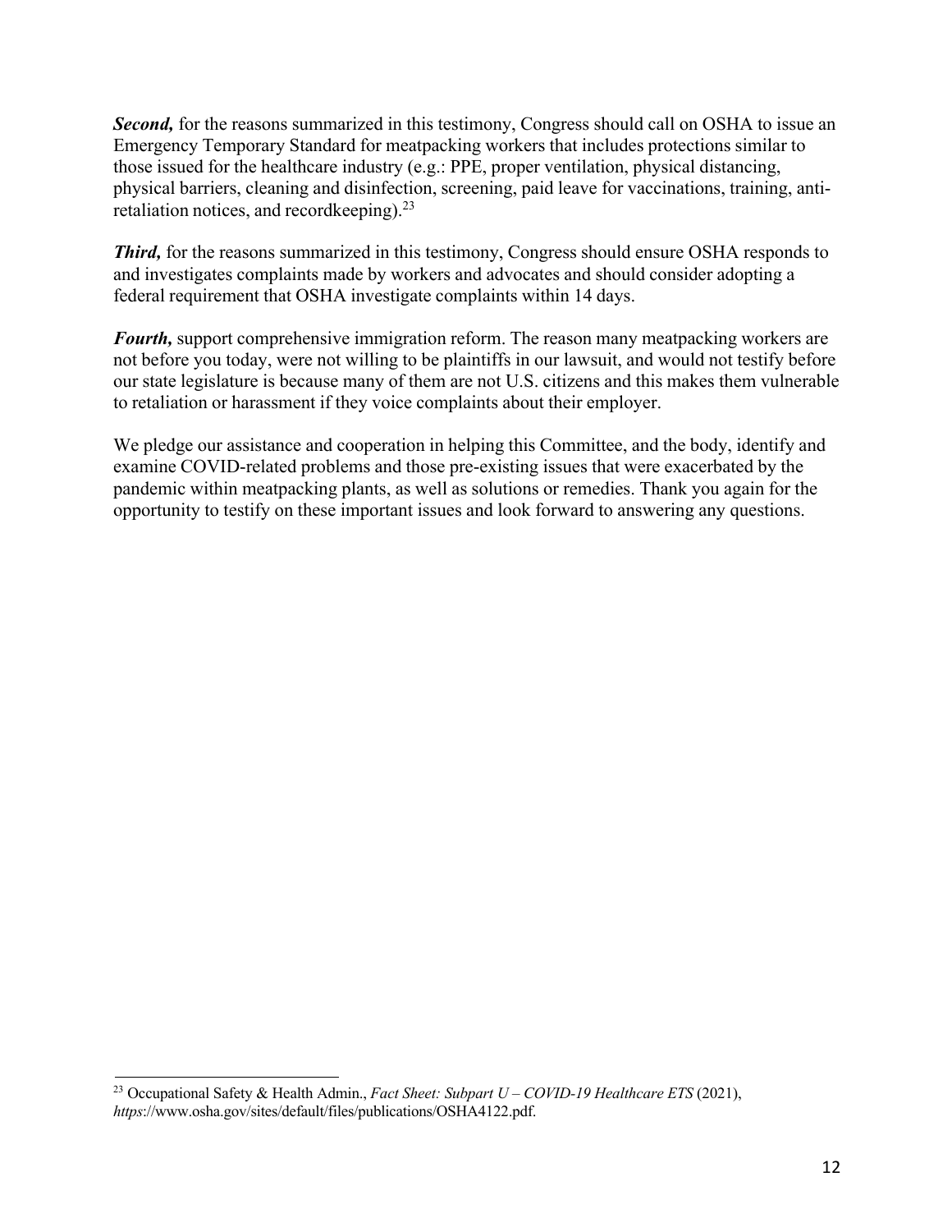***Second,*** for the reasons summarized in this testimony, Congress should call on OSHA to issue an Emergency Temporary Standard for meatpacking workers that includes protections similar to those issued for the healthcare industry (e.g.: PPE, proper ventilation, physical distancing, physical barriers, cleaning and disinfection, screening, paid leave for vaccinations, training, anti-retaliation notices, and recordkeeping).[23]

***Third,*** for the reasons summarized in this testimony, Congress should ensure OSHA responds to and investigates complaints made by workers and advocates and should consider adopting a federal requirement that OSHA investigate complaints within 14 days.

***Fourth,*** support comprehensive immigration reform. The reason many meatpacking workers are not before you today, were not willing to be plaintiffs in our lawsuit, and would not testify before our state legislature is because many of them are not U.S. citizens and this makes them vulnerable to retaliation or harassment if they voice complaints about their employer.

We pledge our assistance and cooperation in helping this Committee, and the body, identify and examine COVID-related problems and those pre-existing issues that were exacerbated by the pandemic within meatpacking plants, as well as solutions or remedies. Thank you again for the opportunity to testify on these important issues and look forward to answering any questions.

---

[23] Occupational Safety & Health Admin., *Fact Sheet: Subpart U – COVID-19 Healthcare ETS* (2021), *https*://www.osha.gov/sites/default/files/publications/OSHA4122.pdf.